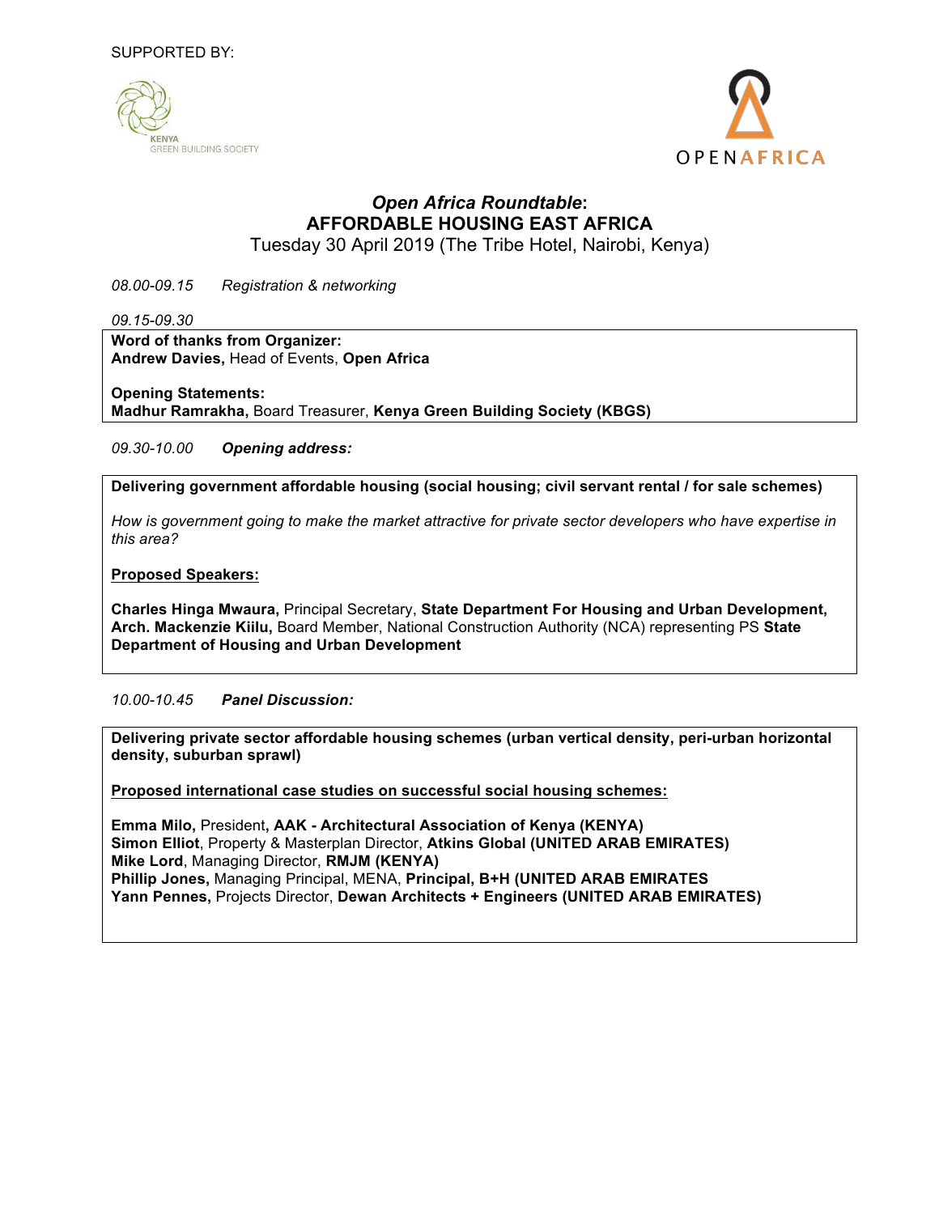SUPPORTED BY:

KENYA GREEN BUILDING SOCIETY

OPENAFRICA

# *Open Africa Roundtable*: AFFORDABLE HOUSING EAST AFRICA

Tuesday 30 April 2019 (The Tribe Hotel, Nairobi, Kenya)

*08.00-09.15* *Registration & networking*

*09.15-09.30*

**Word of thanks from Organizer:**
**Andrew Davies,** Head of Events, **Open Africa**

**Opening Statements:**
**Madhur Ramrakha,** Board Treasurer, **Kenya Green Building Society (KBGS)**

*09.30-10.00* ***Opening address:***

**Delivering government affordable housing (social housing; civil servant rental / for sale schemes)**

*How is government going to make the market attractive for private sector developers who have expertise in this area?*

**Proposed Speakers:**

**Charles Hinga Mwaura,** Principal Secretary, **State Department For Housing and Urban Development,**
**Arch. Mackenzie Kiilu,** Board Member, National Construction Authority (NCA) representing PS **State Department of Housing and Urban Development**

*10.00-10.45* ***Panel Discussion:***

**Delivering private sector affordable housing schemes (urban vertical density, peri-urban horizontal density, suburban sprawl)**

**Proposed international case studies on successful social housing schemes:**

**Emma Milo,** President**, AAK - Architectural Association of Kenya (KENYA)**
**Simon Elliot**, Property & Masterplan Director, **Atkins Global (UNITED ARAB EMIRATES)**
**Mike Lord**, Managing Director, **RMJM (KENYA)**
**Phillip Jones,** Managing Principal, MENA, **Principal, B+H (UNITED ARAB EMIRATES**
**Yann Pennes,** Projects Director, **Dewan Architects + Engineers (UNITED ARAB EMIRATES)**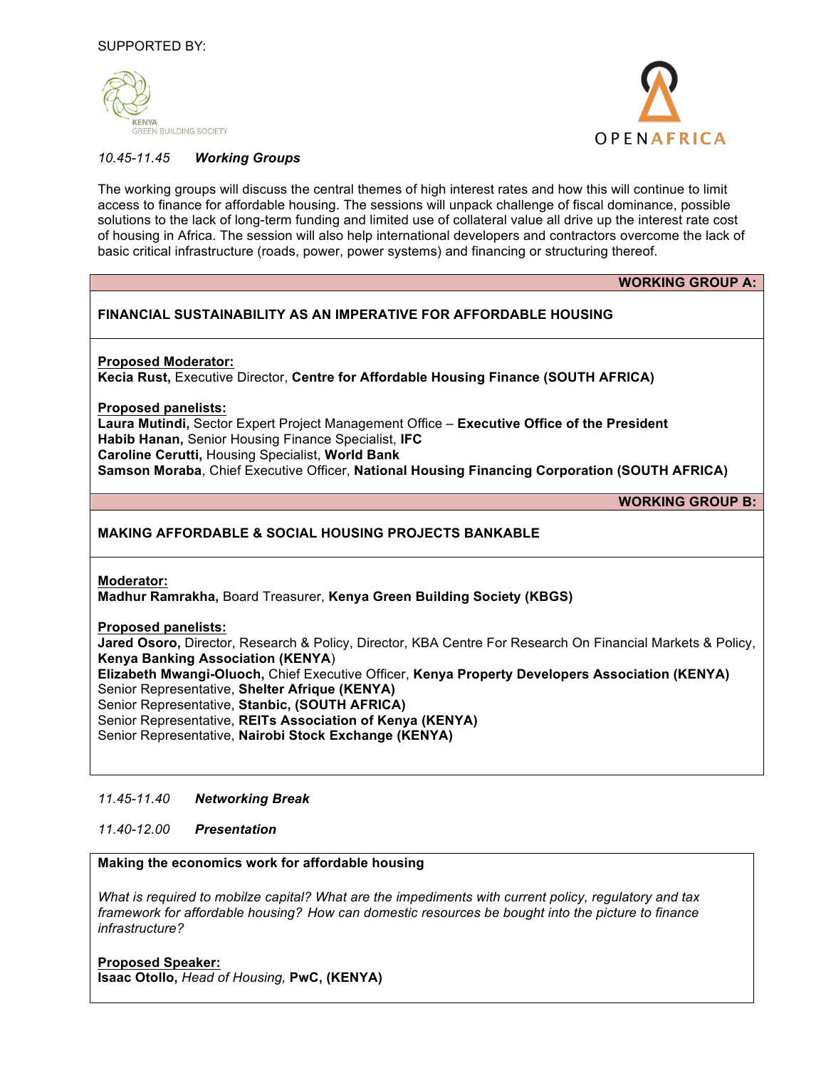SUPPORTED BY:

KENYA GREEN BUILDING SOCIETY

OPENAFRICA

*10.45-11.45* ***Working Groups***

The working groups will discuss the central themes of high interest rates and how this will continue to limit access to finance for affordable housing. The sessions will unpack challenge of fiscal dominance, possible solutions to the lack of long-term funding and limited use of collateral value all drive up the interest rate cost of housing in Africa. The session will also help international developers and contractors overcome the lack of basic critical infrastructure (roads, power, power systems) and financing or structuring thereof.

**WORKING GROUP A:**

**FINANCIAL SUSTAINABILITY AS AN IMPERATIVE FOR AFFORDABLE HOUSING**

**Proposed Moderator:**
**Kecia Rust,** Executive Director, **Centre for Affordable Housing Finance (SOUTH AFRICA)**

**Proposed panelists:**
**Laura Mutindi,** Sector Expert Project Management Office – **Executive Office of the President**
**Habib Hanan,** Senior Housing Finance Specialist, **IFC**
**Caroline Cerutti,** Housing Specialist, **World Bank**
**Samson Moraba**, Chief Executive Officer, **National Housing Financing Corporation (SOUTH AFRICA)**

**WORKING GROUP B:**

**MAKING AFFORDABLE & SOCIAL HOUSING PROJECTS BANKABLE**

**Moderator:**
**Madhur Ramrakha,** Board Treasurer, **Kenya Green Building Society (KBGS)**

**Proposed panelists:**
**Jared Osoro,** Director, Research & Policy, Director, KBA Centre For Research On Financial Markets & Policy, **Kenya Banking Association (KENYA)**
**Elizabeth Mwangi-Oluoch,** Chief Executive Officer, **Kenya Property Developers Association (KENYA)**
Senior Representative, **Shelter Afrique (KENYA)**
Senior Representative, **Stanbic, (SOUTH AFRICA)**
Senior Representative, **REITs Association of Kenya (KENYA)**
Senior Representative, **Nairobi Stock Exchange (KENYA)**

*11.45-11.40* ***Networking Break***

*11.40-12.00* ***Presentation***

**Making the economics work for affordable housing**

*What is required to mobilze capital? What are the impediments with current policy, regulatory and tax framework for affordable housing? How can domestic resources be bought into the picture to finance infrastructure?*

**Proposed Speaker:**
**Isaac Otollo,** *Head of Housing,* **PwC, (KENYA)**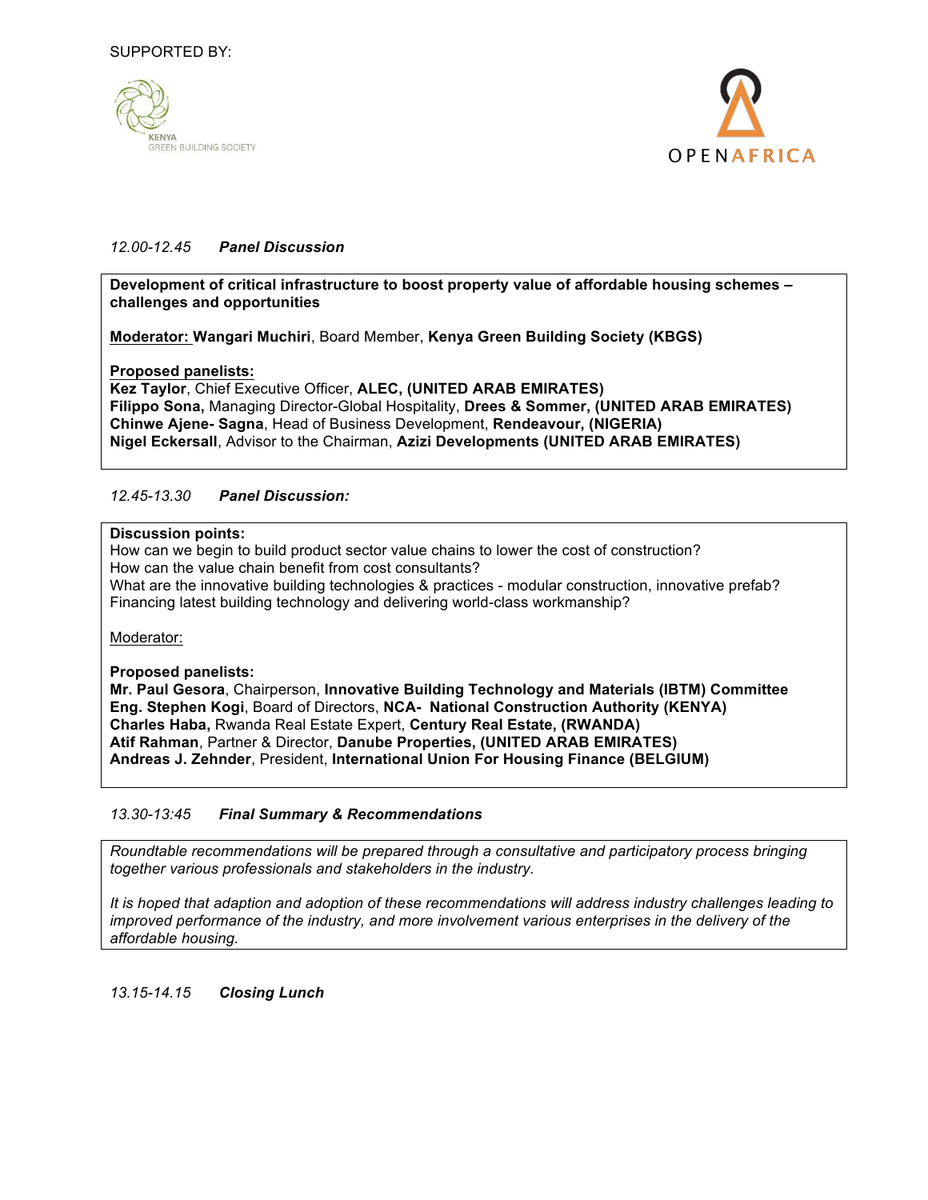SUPPORTED BY:

KENYA GREEN BUILDING SOCIETY

OPENAFRICA

*12.00-12.45* ***Panel Discussion***

**Development of critical infrastructure to boost property value of affordable housing schemes – challenges and opportunities**

**Moderator:** **Wangari Muchiri**, Board Member, **Kenya Green Building Society (KBGS)**

**Proposed panelists:**
**Kez Taylor**, Chief Executive Officer, **ALEC, (UNITED ARAB EMIRATES)**
**Filippo Sona,** Managing Director-Global Hospitality, **Drees & Sommer, (UNITED ARAB EMIRATES)**
**Chinwe Ajene- Sagna**, Head of Business Development, **Rendeavour, (NIGERIA)**
**Nigel Eckersall**, Advisor to the Chairman, **Azizi Developments (UNITED ARAB EMIRATES)**

*12.45-13.30* ***Panel Discussion:***

**Discussion points:**
How can we begin to build product sector value chains to lower the cost of construction?
How can the value chain benefit from cost consultants?
What are the innovative building technologies & practices - modular construction, innovative prefab?
Financing latest building technology and delivering world-class workmanship?

Moderator:

**Proposed panelists:**
**Mr. Paul Gesora**, Chairperson, **Innovative Building Technology and Materials (IBTM) Committee**
**Eng. Stephen Kogi**, Board of Directors, **NCA- National Construction Authority (KENYA)**
**Charles Haba,** Rwanda Real Estate Expert, **Century Real Estate, (RWANDA)**
**Atif Rahman**, Partner & Director, **Danube Properties, (UNITED ARAB EMIRATES)**
**Andreas J. Zehnder**, President, **International Union For Housing Finance (BELGIUM)**

*13.30-13:45* ***Final Summary & Recommendations***

*Roundtable recommendations will be prepared through a consultative and participatory process bringing together various professionals and stakeholders in the industry.*

*It is hoped that adaption and adoption of these recommendations will address industry challenges leading to improved performance of the industry, and more involvement various enterprises in the delivery of the affordable housing.*

*13.15-14.15* ***Closing Lunch***